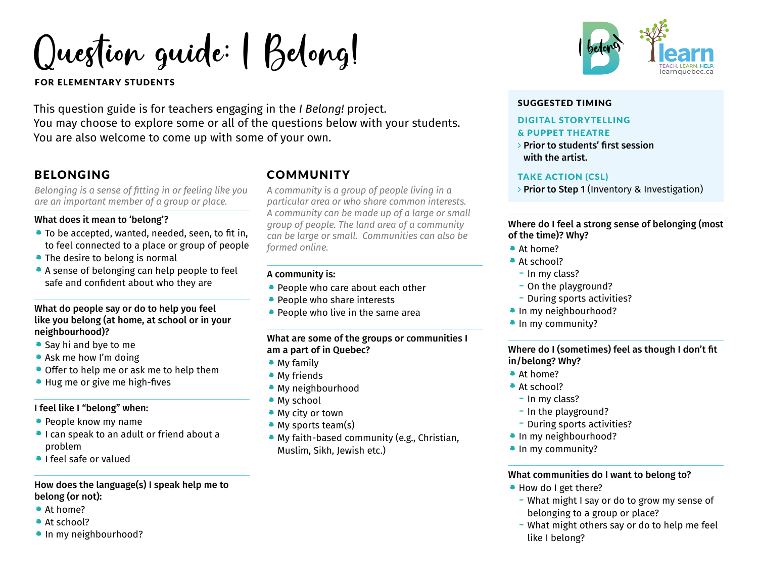# Question guide: I Belong!

**FOR ELEMENTARY STUDENTS**

This question guide is for teachers engaging in the *I Belong!* project.
You may choose to explore some or all of the questions below with your students.
You are also welcome to come up with some of your own.

## BELONGING

*Belonging is a sense of fitting in or feeling like you are an important member of a group or place.*

**What does it mean to 'belong'?**

- To be accepted, wanted, needed, seen, to fit in, to feel connected to a place or group of people
- The desire to belong is normal
- A sense of belonging can help people to feel safe and confident about who they are

**What do people say or do to help you feel like you belong (at home, at school or in your neighbourhood)?**

- Say hi and bye to me
- Ask me how I'm doing
- Offer to help me or ask me to help them
- Hug me or give me high-fives

**I feel like I "belong" when:**

- People know my name
- I can speak to an adult or friend about a problem
- I feel safe or valued

**How does the language(s) I speak help me to belong (or not):**

- At home?
- At school?
- In my neighbourhood?

## COMMUNITY

*A community is a group of people living in a particular area or who share common interests. A community can be made up of a large or small group of people. The land area of a community can be large or small. Communities can also be formed online.*

**A community is:**

- People who care about each other
- People who share interests
- People who live in the same area

**What are some of the groups or communities I am a part of in Quebec?**

- My family
- My friends
- My neighbourhood
- My school
- My city or town
- My sports team(s)
- My faith-based community (e.g., Christian, Muslim, Sikh, Jewish etc.)

**SUGGESTED TIMING**

**DIGITAL STORYTELLING & PUPPET THEATRE**

> **Prior to students' first session with the artist.**

**TAKE ACTION (CSL)**

> **Prior to Step 1** (Inventory & Investigation)

**Where do I feel a strong sense of belonging (most of the time)? Why?**

- At home?
- At school?
  - In my class?
  - On the playground?
  - During sports activities?
- In my neighbourhood?
- In my community?

**Where do I (sometimes) feel as though I don't fit in/belong? Why?**

- At home?
- At school?
  - In my class?
  - In the playground?
  - During sports activities?
- In my neighbourhood?
- In my community?

**What communities do I want to belong to?**

- How do I get there?
  - What might I say or do to grow my sense of belonging to a group or place?
  - What might others say or do to help me feel like I belong?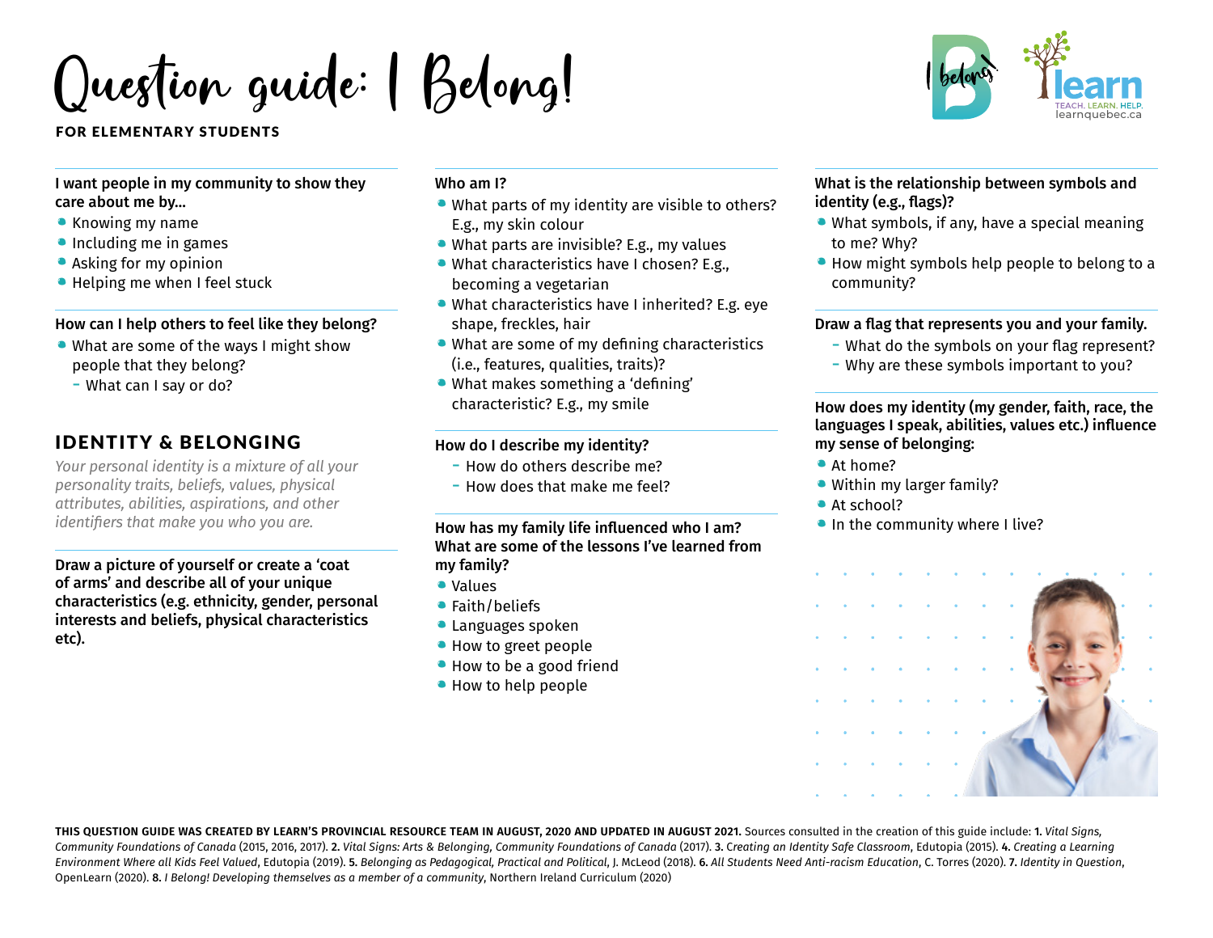# Question guide: I Belong!

**FOR ELEMENTARY STUDENTS**

**I want people in my community to show they care about me by...**

- Knowing my name
- Including me in games
- Asking for my opinion
- Helping me when I feel stuck

**How can I help others to feel like they belong?**

- What are some of the ways I might show people that they belong?
  - What can I say or do?

## IDENTITY & BELONGING

*Your personal identity is a mixture of all your personality traits, beliefs, values, physical attributes, abilities, aspirations, and other identifiers that make you who you are.*

**Draw a picture of yourself or create a 'coat of arms' and describe all of your unique characteristics (e.g. ethnicity, gender, personal interests and beliefs, physical characteristics etc).**

**Who am I?**

- What parts of my identity are visible to others? E.g., my skin colour
- What parts are invisible? E.g., my values
- What characteristics have I chosen? E.g., becoming a vegetarian
- What characteristics have I inherited? E.g. eye shape, freckles, hair
- What are some of my defining characteristics (i.e., features, qualities, traits)?
- What makes something a 'defining' characteristic? E.g., my smile

**How do I describe my identity?**

- How do others describe me?
- How does that make me feel?

**How has my family life influenced who I am? What are some of the lessons I've learned from my family?**

- Values
- Faith/beliefs
- Languages spoken
- How to greet people
- How to be a good friend
- How to help people

**What is the relationship between symbols and identity (e.g., flags)?**

- What symbols, if any, have a special meaning to me? Why?
- How might symbols help people to belong to a community?

**Draw a flag that represents you and your family.**

- What do the symbols on your flag represent?
- Why are these symbols important to you?

**How does my identity (my gender, faith, race, the languages I speak, abilities, values etc.) influence my sense of belonging:**

- At home?
- Within my larger family?
- At school?
- In the community where I live?

**THIS QUESTION GUIDE WAS CREATED BY LEARN'S PROVINCIAL RESOURCE TEAM IN AUGUST, 2020 AND UPDATED IN AUGUST 2021.** Sources consulted in the creation of this guide include: **1.** *Vital Signs, Community Foundations of Canada* (2015, 2016, 2017). **2.** *Vital Signs: Arts & Belonging, Community Foundations of Canada* (2017). **3.** *Creating an Identity Safe Classroom*, Edutopia (2015). **4.** *Creating a Learning Environment Where all Kids Feel Valued*, Edutopia (2019). **5.** *Belonging as Pedagogical, Practical and Political*, J. McLeod (2018). **6.** *All Students Need Anti-racism Education*, C. Torres (2020). **7.** *Identity in Question*, OpenLearn (2020). **8.** *I Belong! Developing themselves as a member of a community*, Northern Ireland Curriculum (2020)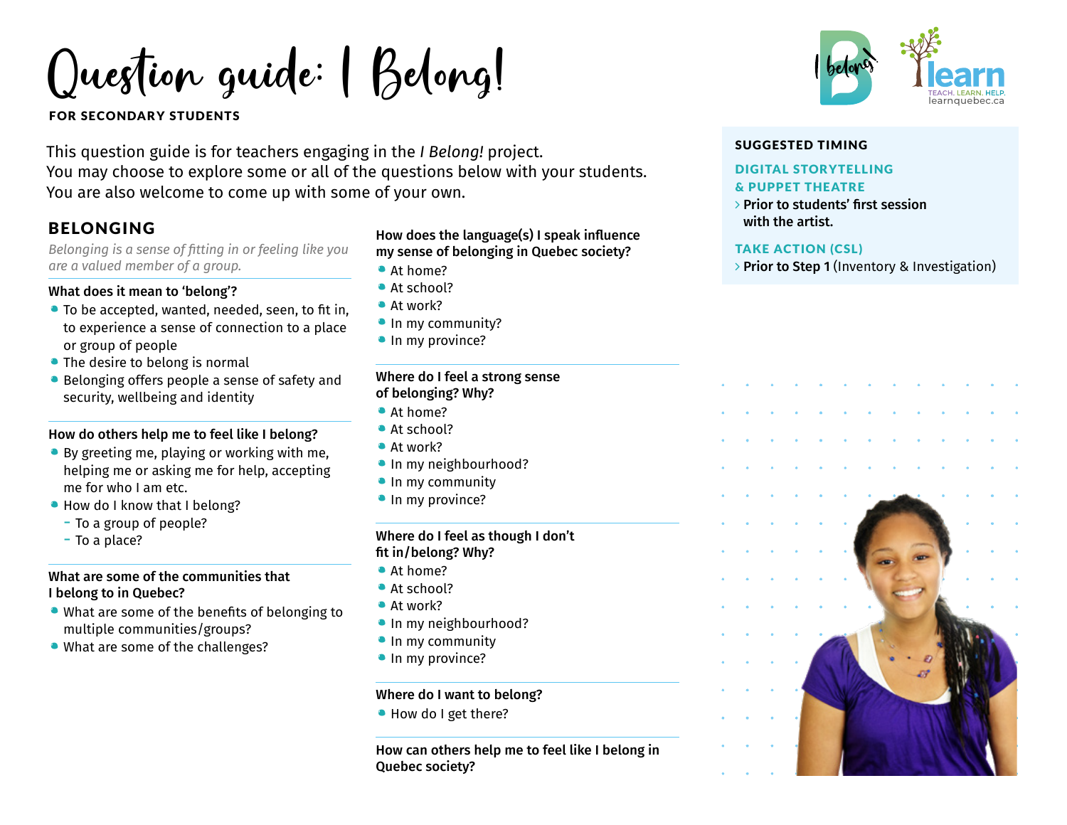# Question guide: I Belong!

**FOR SECONDARY STUDENTS**

This question guide is for teachers engaging in the *I Belong!* project.
You may choose to explore some or all of the questions below with your students.
You are also welcome to come up with some of your own.

**SUGGESTED TIMING**

**DIGITAL STORYTELLING & PUPPET THEATRE**

› **Prior to students' first session with the artist.**

**TAKE ACTION (CSL)**

› **Prior to Step 1** (Inventory & Investigation)

## BELONGING

*Belonging is a sense of fitting in or feeling like you are a valued member of a group.*

**What does it mean to 'belong'?**

- To be accepted, wanted, needed, seen, to fit in, to experience a sense of connection to a place or group of people
- The desire to belong is normal
- Belonging offers people a sense of safety and security, wellbeing and identity

**How do others help me to feel like I belong?**

- By greeting me, playing or working with me, helping me or asking me for help, accepting me for who I am etc.
- How do I know that I belong?
  - To a group of people?
  - To a place?

**What are some of the communities that I belong to in Quebec?**

- What are some of the benefits of belonging to multiple communities/groups?
- What are some of the challenges?

**How does the language(s) I speak influence my sense of belonging in Quebec society?**

- At home?
- At school?
- At work?
- In my community?
- In my province?

**Where do I feel a strong sense of belonging? Why?**

- At home?
- At school?
- At work?
- In my neighbourhood?
- In my community
- In my province?

**Where do I feel as though I don't fit in/belong? Why?**

- At home?
- At school?
- At work?
- In my neighbourhood?
- In my community
- In my province?

**Where do I want to belong?**

- How do I get there?

**How can others help me to feel like I belong in Quebec society?**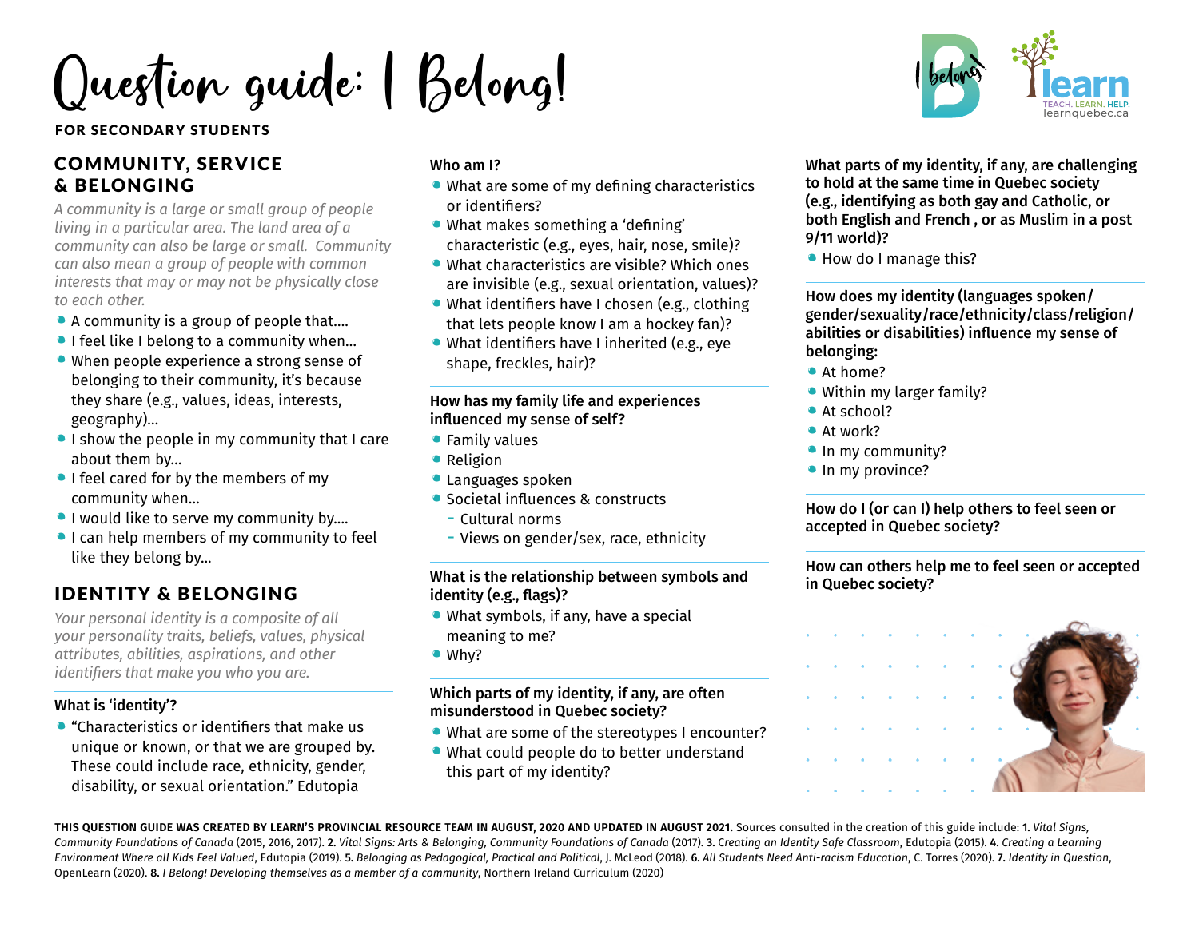# Question guide: I Belong!

FOR SECONDARY STUDENTS

## COMMUNITY, SERVICE & BELONGING

*A community is a large or small group of people living in a particular area. The land area of a community can also be large or small. Community can also mean a group of people with common interests that may or may not be physically close to each other.*

- A community is a group of people that....
- I feel like I belong to a community when...
- When people experience a strong sense of belonging to their community, it's because they share (e.g., values, ideas, interests, geography)...
- I show the people in my community that I care about them by...
- I feel cared for by the members of my community when...
- I would like to serve my community by....
- I can help members of my community to feel like they belong by...

## IDENTITY & BELONGING

*Your personal identity is a composite of all your personality traits, beliefs, values, physical attributes, abilities, aspirations, and other identifiers that make you who you are.*

**What is 'identity'?**

- "Characteristics or identifiers that make us unique or known, or that we are grouped by. These could include race, ethnicity, gender, disability, or sexual orientation." Edutopia

**Who am I?**

- What are some of my defining characteristics or identifiers?
- What makes something a 'defining' characteristic (e.g., eyes, hair, nose, smile)?
- What characteristics are visible? Which ones are invisible (e.g., sexual orientation, values)?
- What identifiers have I chosen (e.g., clothing that lets people know I am a hockey fan)?
- What identifiers have I inherited (e.g., eye shape, freckles, hair)?

**How has my family life and experiences influenced my sense of self?**

- Family values
- Religion
- Languages spoken
- Societal influences & constructs
  - Cultural norms
  - Views on gender/sex, race, ethnicity

**What is the relationship between symbols and identity (e.g., flags)?**

- What symbols, if any, have a special meaning to me?
- Why?

**Which parts of my identity, if any, are often misunderstood in Quebec society?**

- What are some of the stereotypes I encounter?
- What could people do to better understand this part of my identity?

**What parts of my identity, if any, are challenging to hold at the same time in Quebec society (e.g., identifying as both gay and Catholic, or both English and French , or as Muslim in a post 9/11 world)?**

- How do I manage this?

**How does my identity (languages spoken/ gender/sexuality/race/ethnicity/class/religion/ abilities or disabilities) influence my sense of belonging:**

- At home?
- Within my larger family?
- At school?
- At work?
- In my community?
- In my province?

**How do I (or can I) help others to feel seen or accepted in Quebec society?**

**How can others help me to feel seen or accepted in Quebec society?**

**THIS QUESTION GUIDE WAS CREATED BY LEARN'S PROVINCIAL RESOURCE TEAM IN AUGUST, 2020 AND UPDATED IN AUGUST 2021.** Sources consulted in the creation of this guide include: **1.** *Vital Signs, Community Foundations of Canada* (2015, 2016, 2017). **2.** *Vital Signs: Arts & Belonging, Community Foundations of Canada* (2017). **3.** *Creating an Identity Safe Classroom*, Edutopia (2015). **4.** *Creating a Learning Environment Where all Kids Feel Valued*, Edutopia (2019). **5.** *Belonging as Pedagogical, Practical and Political*, J. McLeod (2018). **6.** *All Students Need Anti-racism Education*, C. Torres (2020). **7.** *Identity in Question*, OpenLearn (2020). **8.** *I Belong! Developing themselves as a member of a community*, Northern Ireland Curriculum (2020)